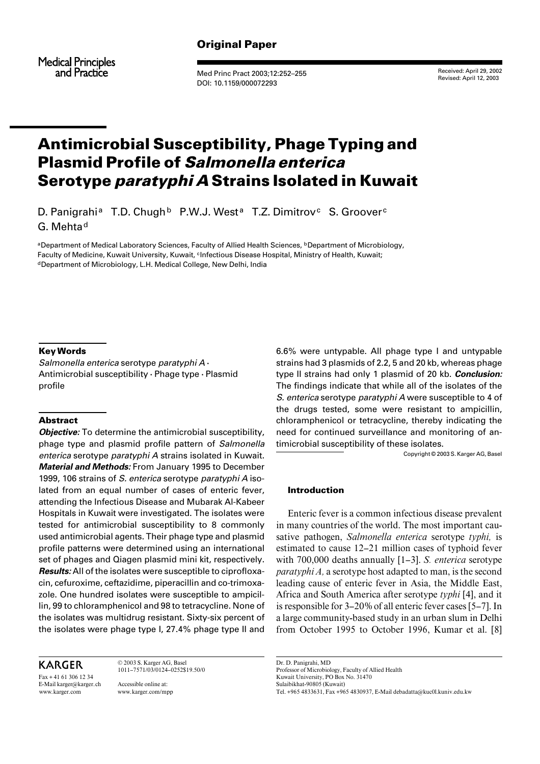**Original Paper**

Medical Principles and Practice

Received: April 29, 2002
Revised: April 12, 2003

# Antimicrobial Susceptibility, Phage Typing and Plasmid Profile of *Salmonella enterica* Serotype *paratyphi A* Strains Isolated in Kuwait

D. Panigrahi[a] T.D. Chugh[b] P.W.J. West[a] T.Z. Dimitrov[c] S. Groover[c] G. Mehta[d]

[a]Department of Medical Laboratory Sciences, Faculty of Allied Health Sciences, [b]Department of Microbiology, Faculty of Medicine, Kuwait University, Kuwait, [c]Infectious Disease Hospital, Ministry of Health, Kuwait; [d]Department of Microbiology, L.H. Medical College, New Delhi, India

### Key Words

*Salmonella enterica* serotype *paratyphi A* · Antimicrobial susceptibility · Phage type · Plasmid profile

### Abstract

***Objective:*** To determine the antimicrobial susceptibility, phage type and plasmid profile pattern of *Salmonella enterica* serotype *paratyphi A* strains isolated in Kuwait. ***Material and Methods:*** From January 1995 to December 1999, 106 strains of *S. enterica* serotype *paratyphi A* isolated from an equal number of cases of enteric fever, attending the Infectious Disease and Mubarak Al-Kabeer Hospitals in Kuwait were investigated. The isolates were tested for antimicrobial susceptibility to 8 commonly used antimicrobial agents. Their phage type and plasmid profile patterns were determined using an international set of phages and Qiagen plasmid mini kit, respectively. ***Results:*** All of the isolates were susceptible to ciprofloxacin, cefuroxime, ceftazidime, piperacillin and co-trimoxazole. One hundred isolates were susceptible to ampicillin, 99 to chloramphenicol and 98 to tetracycline. None of the isolates was multidrug resistant. Sixty-six percent of the isolates were phage type I, 27.4% phage type II and 6.6% were untypable. All phage type I and untypable strains had 3 plasmids of 2.2, 5 and 20 kb, whereas phage type II strains had only 1 plasmid of 20 kb. ***Conclusion:*** The findings indicate that while all of the isolates of the *S. enterica* serotype *paratyphi A* were susceptible to 4 of the drugs tested, some were resistant to ampicillin, chloramphenicol or tetracycline, thereby indicating the need for continued surveillance and monitoring of antimicrobial susceptibility of these isolates.

Copyright © 2003 S. Karger AG, Basel

### Introduction

Enteric fever is a common infectious disease prevalent in many countries of the world. The most important causative pathogen, *Salmonella enterica* serotype *typhi,* is estimated to cause 12–21 million cases of typhoid fever with 700,000 deaths annually [1–3]. *S. enterica* serotype *paratyphi A,* a serotype host adapted to man, is the second leading cause of enteric fever in Asia, the Middle East, Africa and South America after serotype *typhi* [4], and it is responsible for 3–20% of all enteric fever cases [5–7]. In a large community-based study in an urban slum in Delhi from October 1995 to October 1996, Kumar et al. [8]

KARGER

Fax + 41 61 306 12 34
E-Mail karger@karger.ch
www.karger.com

© 2003 S. Karger AG, Basel
1011–7571/03/0124–0252$19.50/0

Accessible online at:
www.karger.com/mpp

Dr. D. Panigrahi, MD
Professor of Microbiology, Faculty of Allied Health
Kuwait University, PO Box No. 31470
Sulaibikhat-90805 (Kuwait)
Tel. +965 4833631, Fax +965 4830937, E-Mail debadatta@kuc0l.kuniv.edu.kw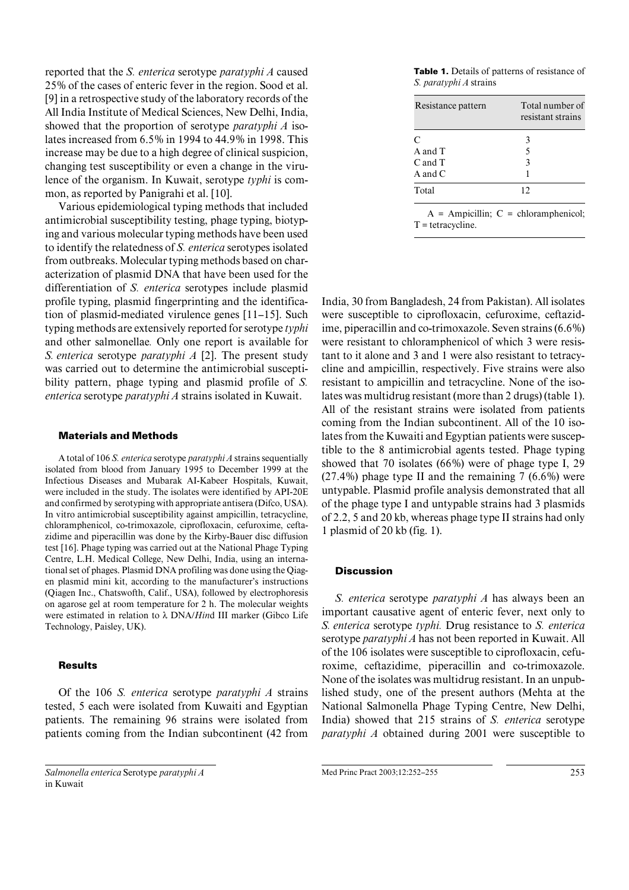reported that the *S. enterica* serotype *paratyphi A* caused 25% of the cases of enteric fever in the region. Sood et al. [9] in a retrospective study of the laboratory records of the All India Institute of Medical Sciences, New Delhi, India, showed that the proportion of serotype *paratyphi A* isolates increased from 6.5% in 1994 to 44.9% in 1998. This increase may be due to a high degree of clinical suspicion, changing test susceptibility or even a change in the virulence of the organism. In Kuwait, serotype *typhi* is common, as reported by Panigrahi et al. [10].

Various epidemiological typing methods that included antimicrobial susceptibility testing, phage typing, biotyping and various molecular typing methods have been used to identify the relatedness of *S. enterica* serotypes isolated from outbreaks. Molecular typing methods based on characterization of plasmid DNA that have been used for the differentiation of *S. enterica* serotypes include plasmid profile typing, plasmid fingerprinting and the identification of plasmid-mediated virulence genes [11–15]. Such typing methods are extensively reported for serotype *typhi* and other salmonellae. Only one report is available for *S. enterica* serotype *paratyphi A* [2]. The present study was carried out to determine the antimicrobial susceptibility pattern, phage typing and plasmid profile of *S. enterica* serotype *paratyphi A* strains isolated in Kuwait.

## Materials and Methods

A total of 106 *S. enterica* serotype *paratyphi A* strains sequentially isolated from blood from January 1995 to December 1999 at the Infectious Diseases and Mubarak Al-Kabeer Hospitals, Kuwait, were included in the study. The isolates were identified by API-20E and confirmed by serotyping with appropriate antisera (Difco, USA). In vitro antimicrobial susceptibility against ampicillin, tetracycline, chloramphenicol, co-trimoxazole, ciprofloxacin, cefuroxime, ceftazidime and piperacillin was done by the Kirby-Bauer disc diffusion test [16]. Phage typing was carried out at the National Phage Typing Centre, L.H. Medical College, New Delhi, India, using an international set of phages. Plasmid DNA profiling was done using the Qiagen plasmid mini kit, according to the manufacturer's instructions (Qiagen Inc., Chatswofth, Calif., USA), followed by electrophoresis on agarose gel at room temperature for 2 h. The molecular weights were estimated in relation to λ DNA/*Hin*d III marker (Gibco Life Technology, Paisley, UK).

## Results

Of the 106 *S. enterica* serotype *paratyphi A* strains tested, 5 each were isolated from Kuwaiti and Egyptian patients. The remaining 96 strains were isolated from patients coming from the Indian subcontinent (42 from India, 30 from Bangladesh, 24 from Pakistan). All isolates were susceptible to ciprofloxacin, cefuroxime, ceftazidime, piperacillin and co-trimoxazole. Seven strains (6.6%) were resistant to chloramphenicol of which 3 were resistant to it alone and 3 and 1 were also resistant to tetracycline and ampicillin, respectively. Five strains were also resistant to ampicillin and tetracycline. None of the isolates was multidrug resistant (more than 2 drugs) (table 1). All of the resistant strains were isolated from patients coming from the Indian subcontinent. All of the 10 isolates from the Kuwaiti and Egyptian patients were susceptible to the 8 antimicrobial agents tested. Phage typing showed that 70 isolates (66%) were of phage type I, 29 (27.4%) phage type II and the remaining 7 (6.6%) were untypable. Plasmid profile analysis demonstrated that all of the phage type I and untypable strains had 3 plasmids of 2.2, 5 and 20 kb, whereas phage type II strains had only 1 plasmid of 20 kb (fig. 1).

**Table 1.** Details of patterns of resistance of *S. paratyphi A* strains

| Resistance pattern | Total number of resistant strains |
|---|---|
| C | 3 |
| A and T | 5 |
| C and T | 3 |
| A and C | 1 |
| Total | 12 |

A = Ampicillin; C = chloramphenicol; T = tetracycline.

## Discussion

*S. enterica* serotype *paratyphi A* has always been an important causative agent of enteric fever, next only to *S. enterica* serotype *typhi.* Drug resistance to *S. enterica* serotype *paratyphi A* has not been reported in Kuwait. All of the 106 isolates were susceptible to ciprofloxacin, cefuroxime, ceftazidime, piperacillin and co-trimoxazole. None of the isolates was multidrug resistant. In an unpublished study, one of the present authors (Mehta at the National Salmonella Phage Typing Centre, New Delhi, India) showed that 215 strains of *S. enterica* serotype *paratyphi A* obtained during 2001 were susceptible to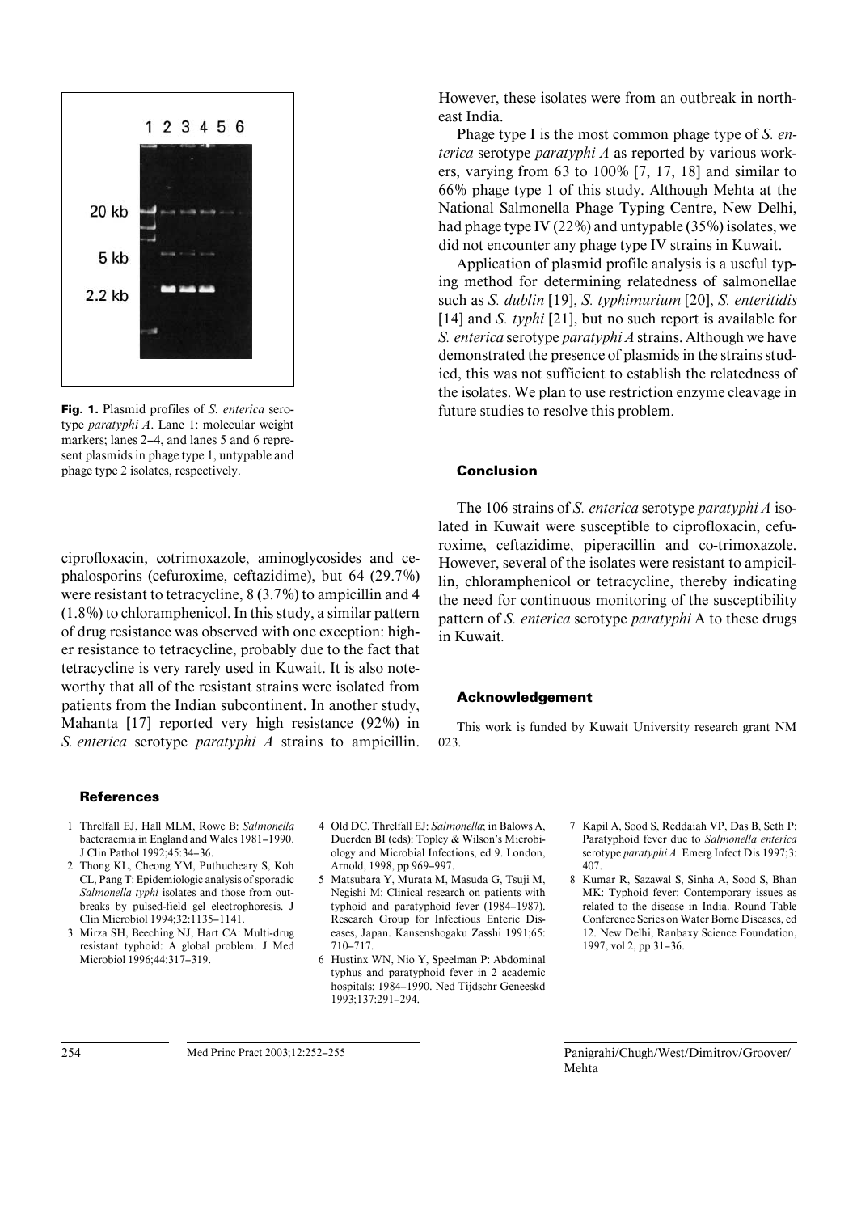Fig. 1. Plasmid profiles of *S. enterica* serotype *paratyphi A*. Lane 1: molecular weight markers; lanes 2–4, and lanes 5 and 6 represent plasmids in phage type 1, untypable and phage type 2 isolates, respectively.

ciprofloxacin, cotrimoxazole, aminoglycosides and cephalosporins (cefuroxime, ceftazidime), but 64 (29.7%) were resistant to tetracycline, 8 (3.7%) to ampicillin and 4 (1.8%) to chloramphenicol. In this study, a similar pattern of drug resistance was observed with one exception: higher resistance to tetracycline, probably due to the fact that tetracycline is very rarely used in Kuwait. It is also noteworthy that all of the resistant strains were isolated from patients from the Indian subcontinent. In another study, Mahanta [17] reported very high resistance (92%) in *S. enterica* serotype *paratyphi A* strains to ampicillin. However, these isolates were from an outbreak in northeast India.

Phage type I is the most common phage type of *S. enterica* serotype *paratyphi A* as reported by various workers, varying from 63 to 100% [7, 17, 18] and similar to 66% phage type 1 of this study. Although Mehta at the National Salmonella Phage Typing Centre, New Delhi, had phage type IV (22%) and untypable (35%) isolates, we did not encounter any phage type IV strains in Kuwait.

Application of plasmid profile analysis is a useful typing method for determining relatedness of salmonellae such as *S. dublin* [19], *S. typhimurium* [20], *S. enteritidis* [14] and *S. typhi* [21], but no such report is available for *S. enterica* serotype *paratyphi A* strains. Although we have demonstrated the presence of plasmids in the strains studied, this was not sufficient to establish the relatedness of the isolates. We plan to use restriction enzyme cleavage in future studies to resolve this problem.

## Conclusion

The 106 strains of *S. enterica* serotype *paratyphi A* isolated in Kuwait were susceptible to ciprofloxacin, cefuroxime, ceftazidime, piperacillin and co-trimoxazole. However, several of the isolates were resistant to ampicillin, chloramphenicol or tetracycline, thereby indicating the need for continuous monitoring of the susceptibility pattern of *S. enterica* serotype *paratyphi* A to these drugs in Kuwait.

## Acknowledgement

This work is funded by Kuwait University research grant NM 023.

## References

1 Threlfall EJ, Hall MLM, Rowe B: *Salmonella* bacteraemia in England and Wales 1981–1990. J Clin Pathol 1992;45:34–36.

2 Thong KL, Cheong YM, Puthucheary S, Koh CL, Pang T: Epidemiologic analysis of sporadic *Salmonella typhi* isolates and those from outbreaks by pulsed-field gel electrophoresis. J Clin Microbiol 1994;32:1135–1141.

3 Mirza SH, Beeching NJ, Hart CA: Multi-drug resistant typhoid: A global problem. J Med Microbiol 1996;44:317–319.

4 Old DC, Threlfall EJ: *Salmonella*; in Balows A, Duerden BI (eds): Topley & Wilson's Microbiology and Microbial Infections, ed 9. London, Arnold, 1998, pp 969–997.

5 Matsubara Y, Murata M, Masuda G, Tsuji M, Negishi M: Clinical research on patients with typhoid and paratyphoid fever (1984–1987). Research Group for Infectious Enteric Diseases, Japan. Kansenshogaku Zasshi 1991;65: 710–717.

6 Hustinx WN, Nio Y, Speelman P: Abdominal typhus and paratyphoid fever in 2 academic hospitals: 1984–1990. Ned Tijdschr Geneeskd 1993;137:291–294.

7 Kapil A, Sood S, Reddaiah VP, Das B, Seth P: Paratyphoid fever due to *Salmonella enterica* serotype *paratyphi A*. Emerg Infect Dis 1997;3: 407.

8 Kumar R, Sazawal S, Sinha A, Sood S, Bhan MK: Typhoid fever: Contemporary issues as related to the disease in India. Round Table Conference Series on Water Borne Diseases, ed 12. New Delhi, Ranbaxy Science Foundation, 1997, vol 2, pp 31–36.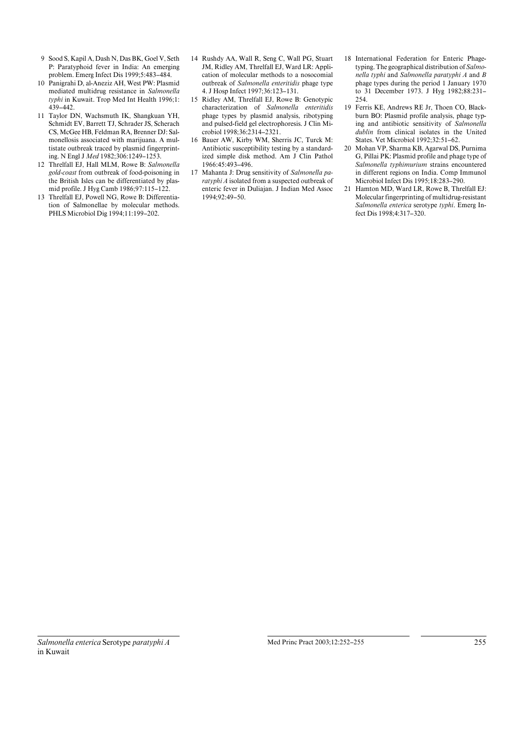9 Sood S, Kapil A, Dash N, Das BK, Goel V, Seth P: Paratyphoid fever in India: An emerging problem. Emerg Infect Dis 1999;5:483–484.

10 Panigrahi D, al-Aneziz AH, West PW: Plasmid mediated multidrug resistance in *Salmonella typhi* in Kuwait. Trop Med Int Health 1996;1: 439–442.

11 Taylor DN, Wachsmuth IK, Shangkuan YH, Schmidt EV, Barrett TJ, Schrader JS, Scherach CS, McGee HB, Feldman RA, Brenner DJ: Salmonellosis associated with marijuana. A multistate outbreak traced by plasmid fingerprinting. N Engl J *Med* 1982;306:1249–1253.

12 Threlfall EJ, Hall MLM, Rowe B: *Salmonella gold-coast* from outbreak of food-poisoning in the British Isles can be differentiated by plasmid profile. J Hyg Camb 1986;97:115–122.

13 Threlfall EJ, Powell NG, Rowe B: Differentiation of Salmonellae by molecular methods. PHLS Microbiol Dig 1994;11:199–202.

14 Rushdy AA, Wall R, Seng C, Wall PG, Stuart JM, Ridley AM, Threlfall EJ, Ward LR: Application of molecular methods to a nosocomial outbreak of *Salmonella enteritidis* phage type 4. J Hosp Infect 1997;36:123–131.

15 Ridley AM, Threlfall EJ, Rowe B: Genotypic characterization of *Salmonella enteritidis* phage types by plasmid analysis, ribotyping and pulsed-field gel electrophoresis. J Clin Microbiol 1998;36:2314–2321.

16 Bauer AW, Kirby WM, Sherris JC, Turck M: Antibiotic susceptibility testing by a standardized simple disk method. Am J Clin Pathol 1966:45:493–496.

17 Mahanta J: Drug sensitivity of *Salmonella paratyphi A* isolated from a suspected outbreak of enteric fever in Duliajan. J Indian Med Assoc 1994;92:49–50.

18 International Federation for Enteric Phage-typing. The geographical distribution of *Salmonella typhi* and *Salmonella paratyphi A* and *B* phage types during the period 1 January 1970 to 31 December 1973. J Hyg 1982;88:231–254.

19 Ferris KE, Andrews RE Jr, Thoen CO, Blackburn BO: Plasmid profile analysis, phage typing and antibiotic sensitivity of *Salmonella dublin* from clinical isolates in the United States. Vet Microbiol 1992;32:51–62.

20 Mohan VP, Sharma KB, Agarwal DS, Purnima G, Pillai PK: Plasmid profile and phage type of *Salmonella typhimurium* strains encountered in different regions on India. Comp Immunol Microbiol Infect Dis 1995;18:283–290.

21 Hamton MD, Ward LR, Rowe B, Threlfall EJ: Molecular fingerprinting of multidrug-resistant *Salmonella enterica* serotype *typhi*. Emerg Infect Dis 1998;4:317–320.